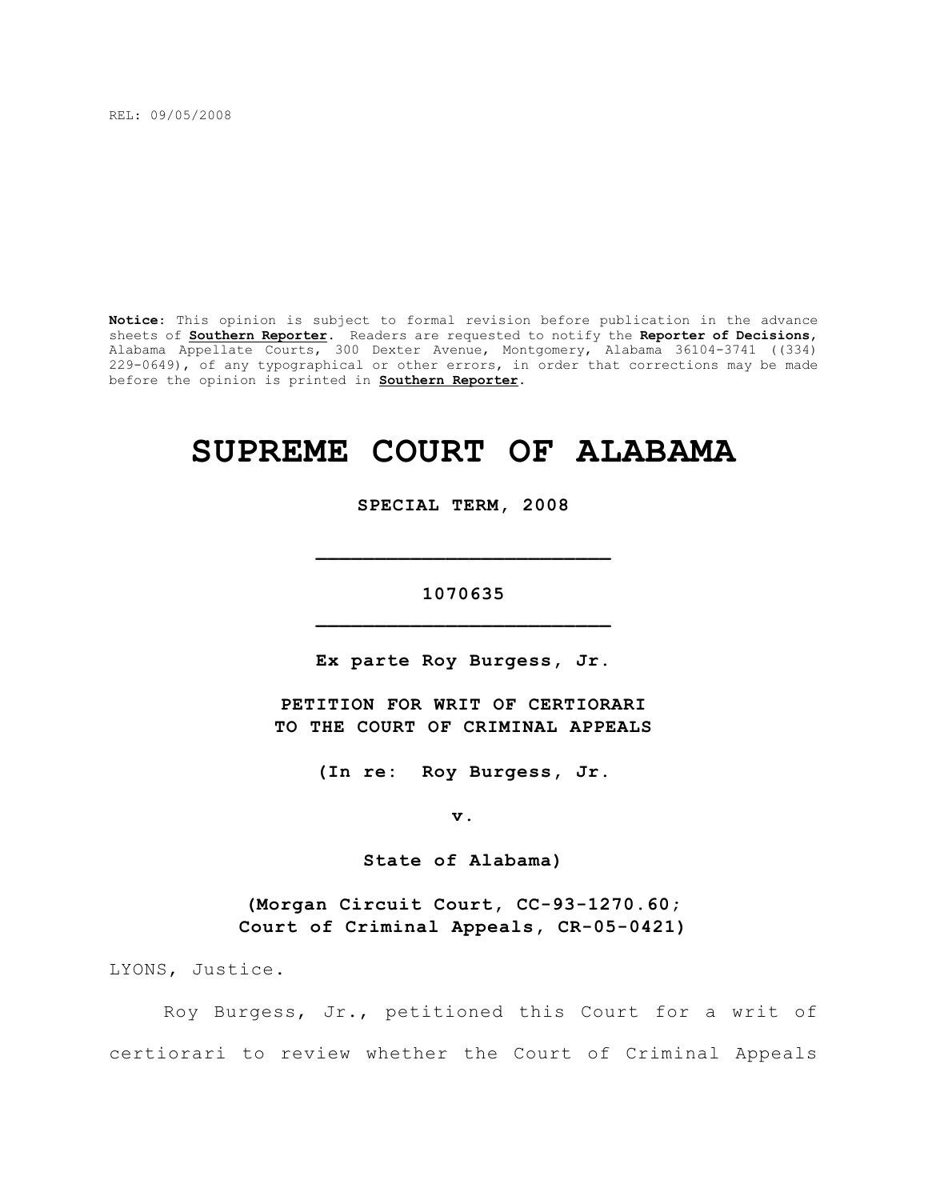REL: 09/05/2008

**Notice:** This opinion is subject to formal revision before publication in the advance sheets of **Southern Reporter**. Readers are requested to notify the **Reporter of Decisions**, Alabama Appellate Courts, 300 Dexter Avenue, Montgomery, Alabama 36104-3741 ((334) 229-0649), of any typographical or other errors, in order that corrections may be made before the opinion is printed in **Southern Reporter**.

# SUPREME COURT OF ALABAMA

**SPECIAL TERM, 2008**

**_________________________**

**1070635**

**_________________________**

**Ex parte Roy Burgess, Jr.**

**PETITION FOR WRIT OF CERTIORARI TO THE COURT OF CRIMINAL APPEALS**

**(In re: Roy Burgess, Jr.**

**v.**

**State of Alabama)**

**(Morgan Circuit Court, CC-93-1270.60; Court of Criminal Appeals, CR-05-0421)**

LYONS, Justice.

Roy Burgess, Jr., petitioned this Court for a writ of certiorari to review whether the Court of Criminal Appeals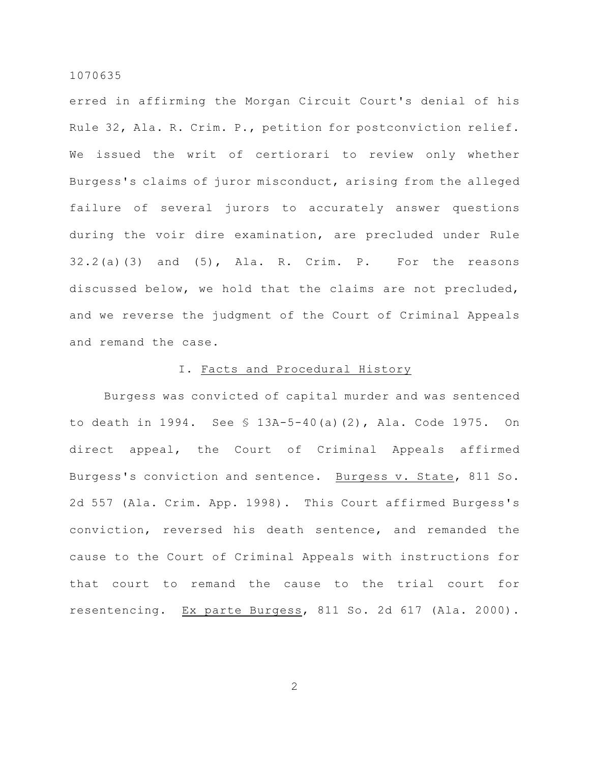erred in affirming the Morgan Circuit Court's denial of his Rule 32, Ala. R. Crim. P., petition for postconviction relief. We issued the writ of certiorari to review only whether Burgess's claims of juror misconduct, arising from the alleged failure of several jurors to accurately answer questions during the voir dire examination, are precluded under Rule 32.2(a)(3) and (5), Ala. R. Crim. P. For the reasons discussed below, we hold that the claims are not precluded, and we reverse the judgment of the Court of Criminal Appeals and remand the case.

## I. Facts and Procedural History

Burgess was convicted of capital murder and was sentenced to death in 1994. See § 13A-5-40(a)(2), Ala. Code 1975. On direct appeal, the Court of Criminal Appeals affirmed Burgess's conviction and sentence. Burgess v. State, 811 So. 2d 557 (Ala. Crim. App. 1998). This Court affirmed Burgess's conviction, reversed his death sentence, and remanded the cause to the Court of Criminal Appeals with instructions for that court to remand the cause to the trial court for resentencing. Ex parte Burgess, 811 So. 2d 617 (Ala. 2000).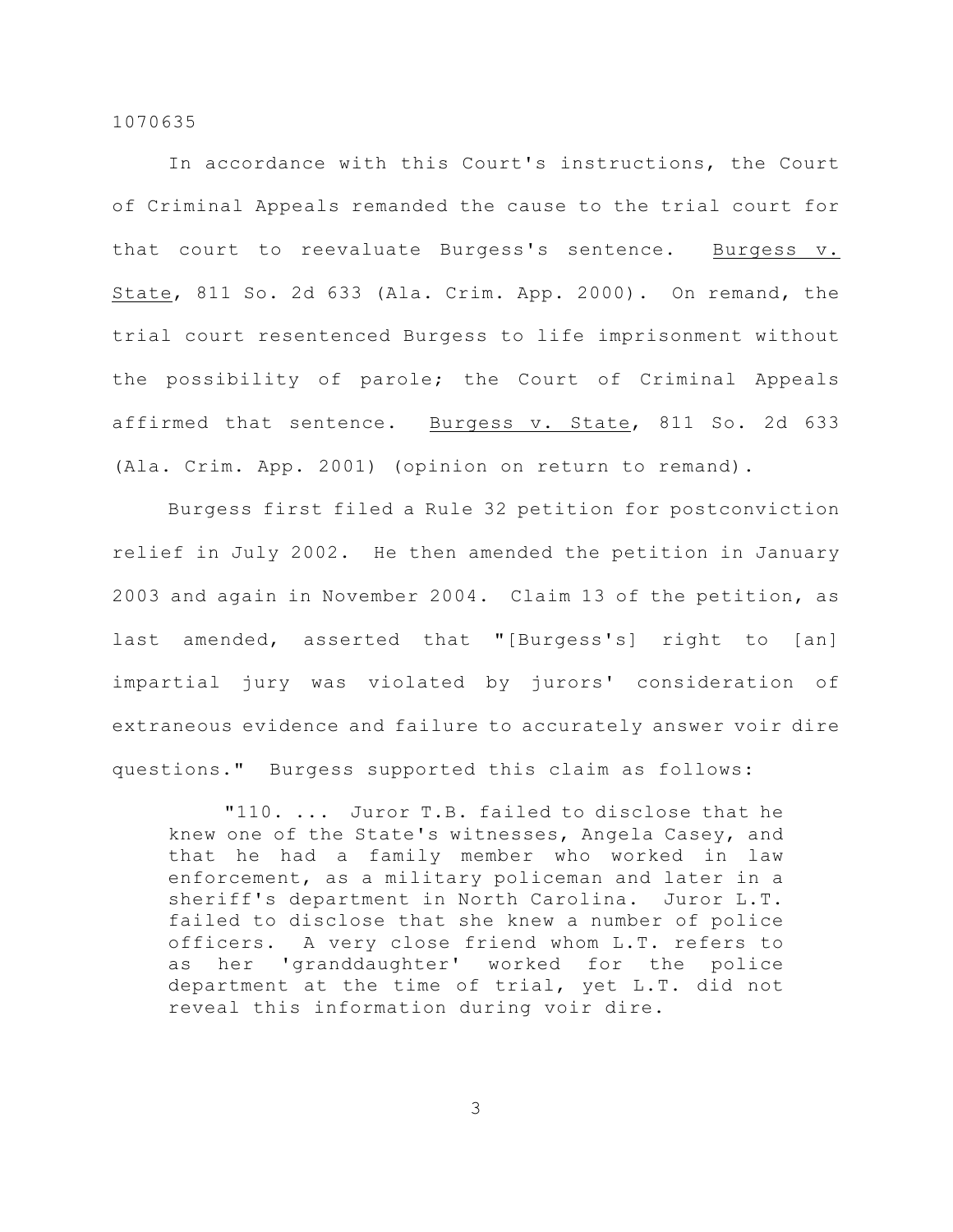In accordance with this Court's instructions, the Court of Criminal Appeals remanded the cause to the trial court for that court to reevaluate Burgess's sentence. Burgess v. State, 811 So. 2d 633 (Ala. Crim. App. 2000). On remand, the trial court resentenced Burgess to life imprisonment without the possibility of parole; the Court of Criminal Appeals affirmed that sentence. Burgess v. State, 811 So. 2d 633 (Ala. Crim. App. 2001) (opinion on return to remand).

Burgess first filed a Rule 32 petition for postconviction relief in July 2002. He then amended the petition in January 2003 and again in November 2004. Claim 13 of the petition, as last amended, asserted that "[Burgess's] right to [an] impartial jury was violated by jurors' consideration of extraneous evidence and failure to accurately answer voir dire questions." Burgess supported this claim as follows:

> "110. ... Juror T.B. failed to disclose that he knew one of the State's witnesses, Angela Casey, and that he had a family member who worked in law enforcement, as a military policeman and later in a sheriff's department in North Carolina. Juror L.T. failed to disclose that she knew a number of police officers. A very close friend whom L.T. refers to as her 'granddaughter' worked for the police department at the time of trial, yet L.T. did not reveal this information during voir dire.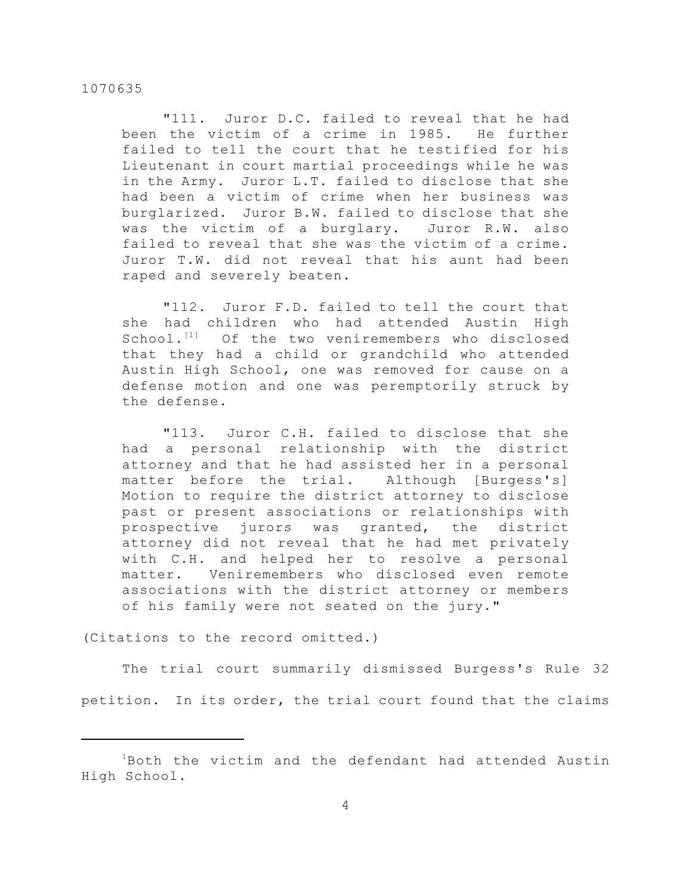"111. Juror D.C. failed to reveal that he had been the victim of a crime in 1985. He further failed to tell the court that he testified for his Lieutenant in court martial proceedings while he was in the Army. Juror L.T. failed to disclose that she had been a victim of crime when her business was burglarized. Juror B.W. failed to disclose that she was the victim of a burglary. Juror R.W. also failed to reveal that she was the victim of a crime. Juror T.W. did not reveal that his aunt had been raped and severely beaten.

"112. Juror F.D. failed to tell the court that she had children who had attended Austin High School.[1] Of the two veniremembers who disclosed that they had a child or grandchild who attended Austin High School, one was removed for cause on a defense motion and one was peremptorily struck by the defense.

"113. Juror C.H. failed to disclose that she had a personal relationship with the district attorney and that he had assisted her in a personal matter before the trial. Although [Burgess's] Motion to require the district attorney to disclose past or present associations or relationships with prospective jurors was granted, the district attorney did not reveal that he had met privately with C.H. and helped her to resolve a personal matter. Veniremembers who disclosed even remote associations with the district attorney or members of his family were not seated on the jury."

(Citations to the record omitted.)

The trial court summarily dismissed Burgess's Rule 32 petition. In its order, the trial court found that the claims

---

[1]Both the victim and the defendant had attended Austin High School.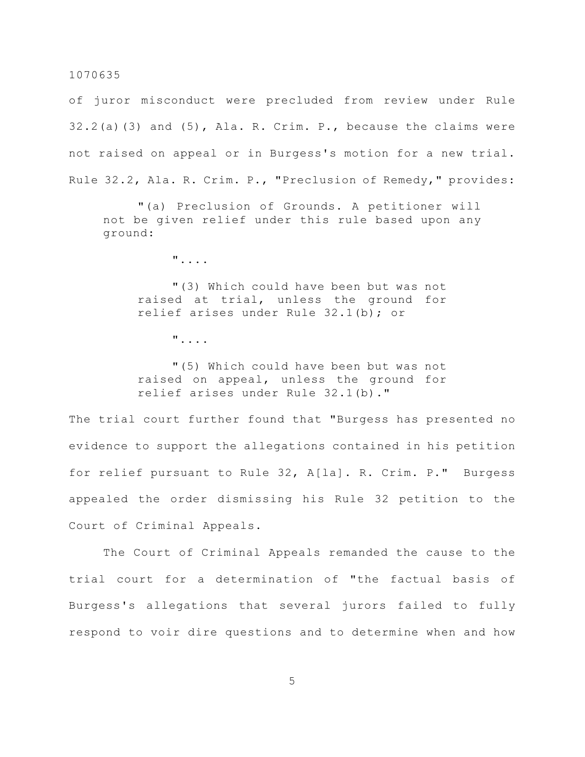of juror misconduct were precluded from review under Rule 32.2(a)(3) and (5), Ala. R. Crim. P., because the claims were not raised on appeal or in Burgess's motion for a new trial. Rule 32.2, Ala. R. Crim. P., "Preclusion of Remedy," provides:

> "(a) Preclusion of Grounds. A petitioner will not be given relief under this rule based upon any ground:
>
> "....
>
> "(3) Which could have been but was not raised at trial, unless the ground for relief arises under Rule 32.1(b); or
>
> "....
>
> "(5) Which could have been but was not raised on appeal, unless the ground for relief arises under Rule 32.1(b)."

The trial court further found that "Burgess has presented no evidence to support the allegations contained in his petition for relief pursuant to Rule 32, A[la]. R. Crim. P." Burgess appealed the order dismissing his Rule 32 petition to the Court of Criminal Appeals.

The Court of Criminal Appeals remanded the cause to the trial court for a determination of "the factual basis of Burgess's allegations that several jurors failed to fully respond to voir dire questions and to determine when and how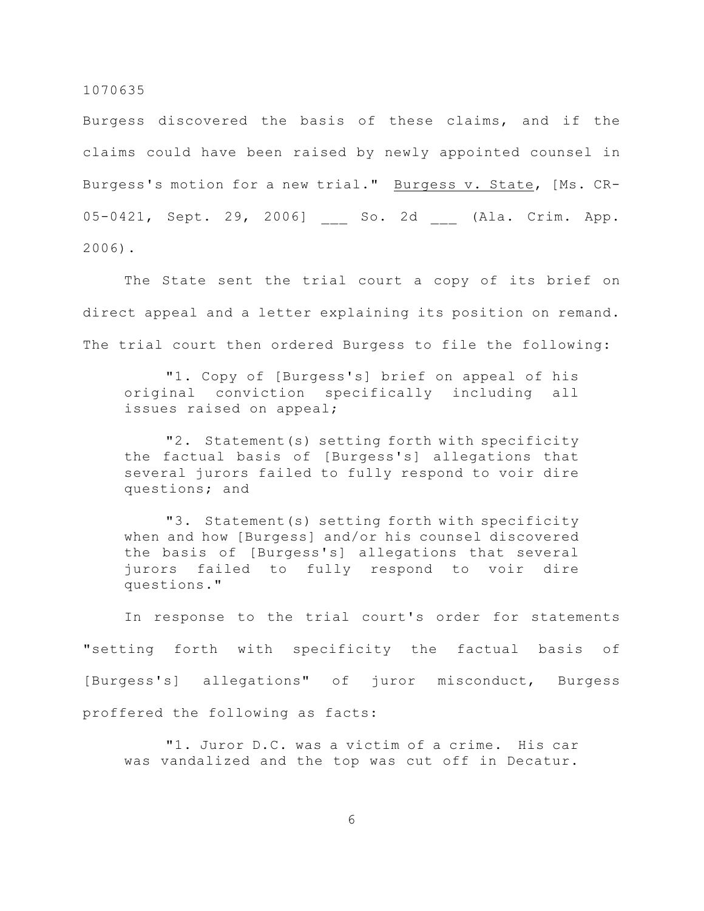Burgess discovered the basis of these claims, and if the claims could have been raised by newly appointed counsel in Burgess's motion for a new trial." Burgess v. State, [Ms. CR-05-0421, Sept. 29, 2006] ___ So. 2d ___ (Ala. Crim. App. 2006).

The State sent the trial court a copy of its brief on direct appeal and a letter explaining its position on remand. The trial court then ordered Burgess to file the following:

> "1. Copy of [Burgess's] brief on appeal of his original conviction specifically including all issues raised on appeal;
>
> "2. Statement(s) setting forth with specificity the factual basis of [Burgess's] allegations that several jurors failed to fully respond to voir dire questions; and
>
> "3. Statement(s) setting forth with specificity when and how [Burgess] and/or his counsel discovered the basis of [Burgess's] allegations that several jurors failed to fully respond to voir dire questions."

In response to the trial court's order for statements "setting forth with specificity the factual basis of [Burgess's] allegations" of juror misconduct, Burgess proffered the following as facts:

> "1. Juror D.C. was a victim of a crime. His car was vandalized and the top was cut off in Decatur.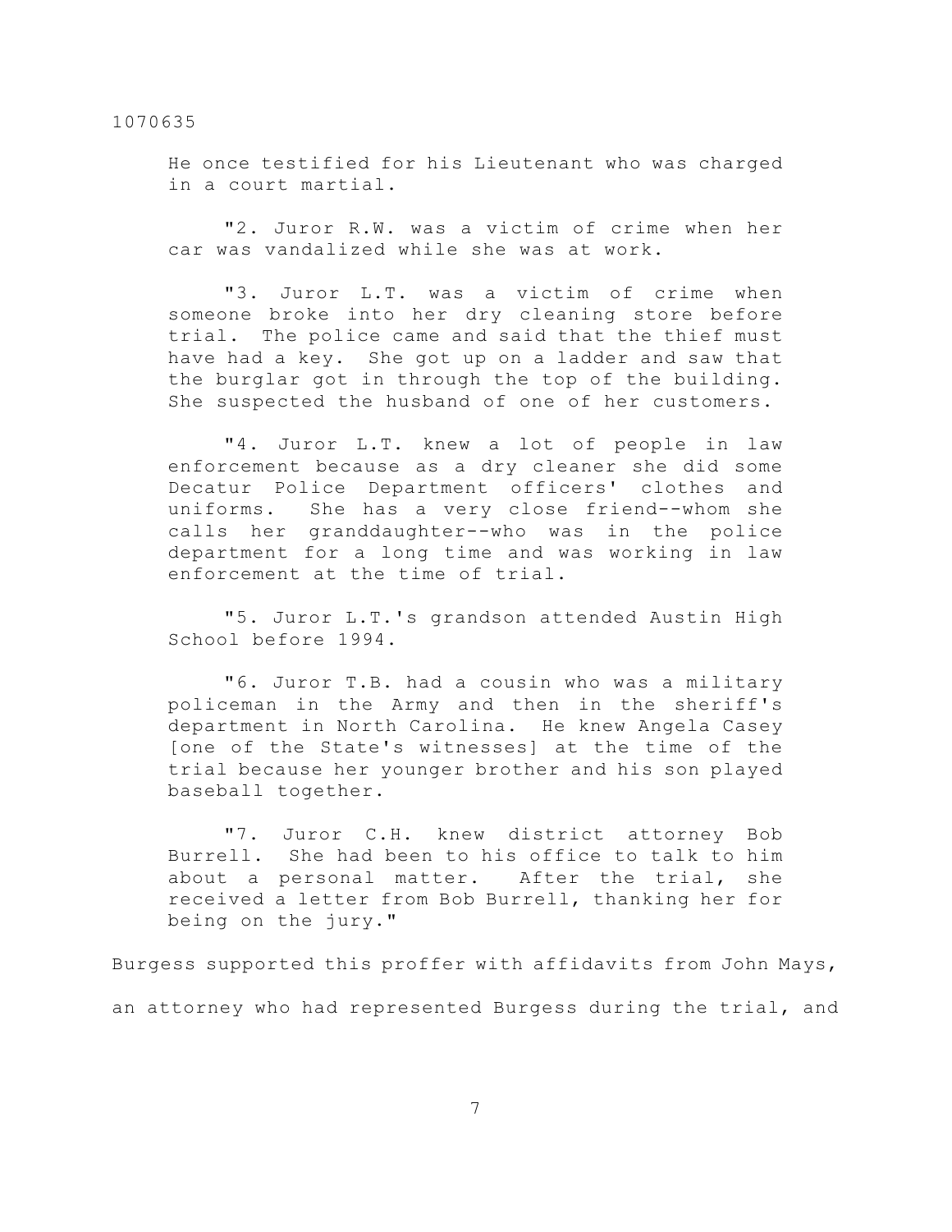He once testified for his Lieutenant who was charged in a court martial.

"2. Juror R.W. was a victim of crime when her car was vandalized while she was at work.

"3. Juror L.T. was a victim of crime when someone broke into her dry cleaning store before trial. The police came and said that the thief must have had a key. She got up on a ladder and saw that the burglar got in through the top of the building. She suspected the husband of one of her customers.

"4. Juror L.T. knew a lot of people in law enforcement because as a dry cleaner she did some Decatur Police Department officers' clothes and uniforms. She has a very close friend--whom she calls her granddaughter--who was in the police department for a long time and was working in law enforcement at the time of trial.

"5. Juror L.T.'s grandson attended Austin High School before 1994.

"6. Juror T.B. had a cousin who was a military policeman in the Army and then in the sheriff's department in North Carolina. He knew Angela Casey [one of the State's witnesses] at the time of the trial because her younger brother and his son played baseball together.

"7. Juror C.H. knew district attorney Bob Burrell. She had been to his office to talk to him about a personal matter. After the trial, she received a letter from Bob Burrell, thanking her for being on the jury."

Burgess supported this proffer with affidavits from John Mays, an attorney who had represented Burgess during the trial, and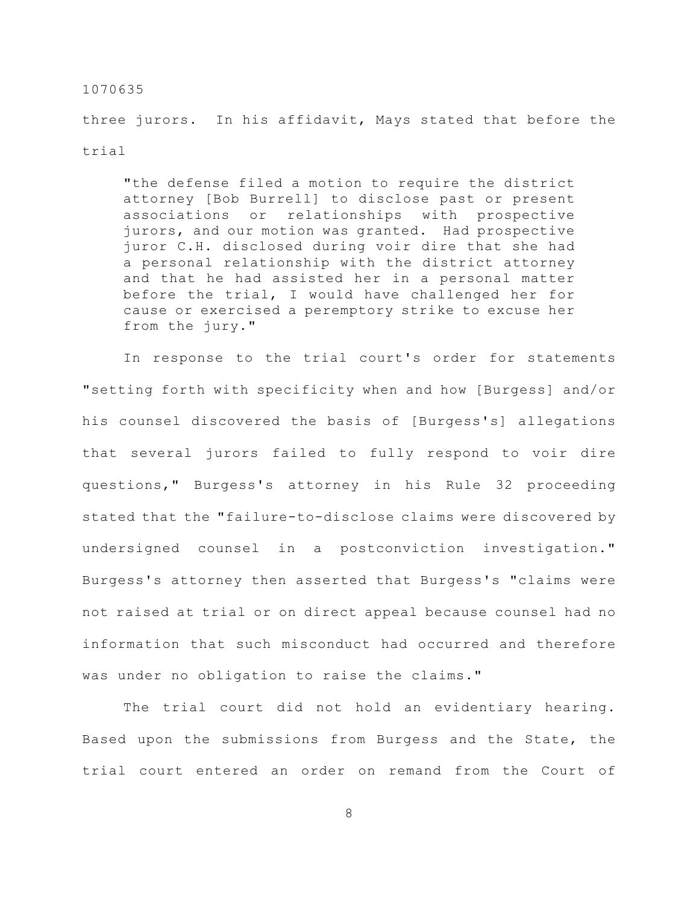three jurors. In his affidavit, Mays stated that before the trial

> "the defense filed a motion to require the district attorney [Bob Burrell] to disclose past or present associations or relationships with prospective jurors, and our motion was granted. Had prospective juror C.H. disclosed during voir dire that she had a personal relationship with the district attorney and that he had assisted her in a personal matter before the trial, I would have challenged her for cause or exercised a peremptory strike to excuse her from the jury."

In response to the trial court's order for statements "setting forth with specificity when and how [Burgess] and/or his counsel discovered the basis of [Burgess's] allegations that several jurors failed to fully respond to voir dire questions," Burgess's attorney in his Rule 32 proceeding stated that the "failure-to-disclose claims were discovered by undersigned counsel in a postconviction investigation." Burgess's attorney then asserted that Burgess's "claims were not raised at trial or on direct appeal because counsel had no information that such misconduct had occurred and therefore was under no obligation to raise the claims."

The trial court did not hold an evidentiary hearing. Based upon the submissions from Burgess and the State, the trial court entered an order on remand from the Court of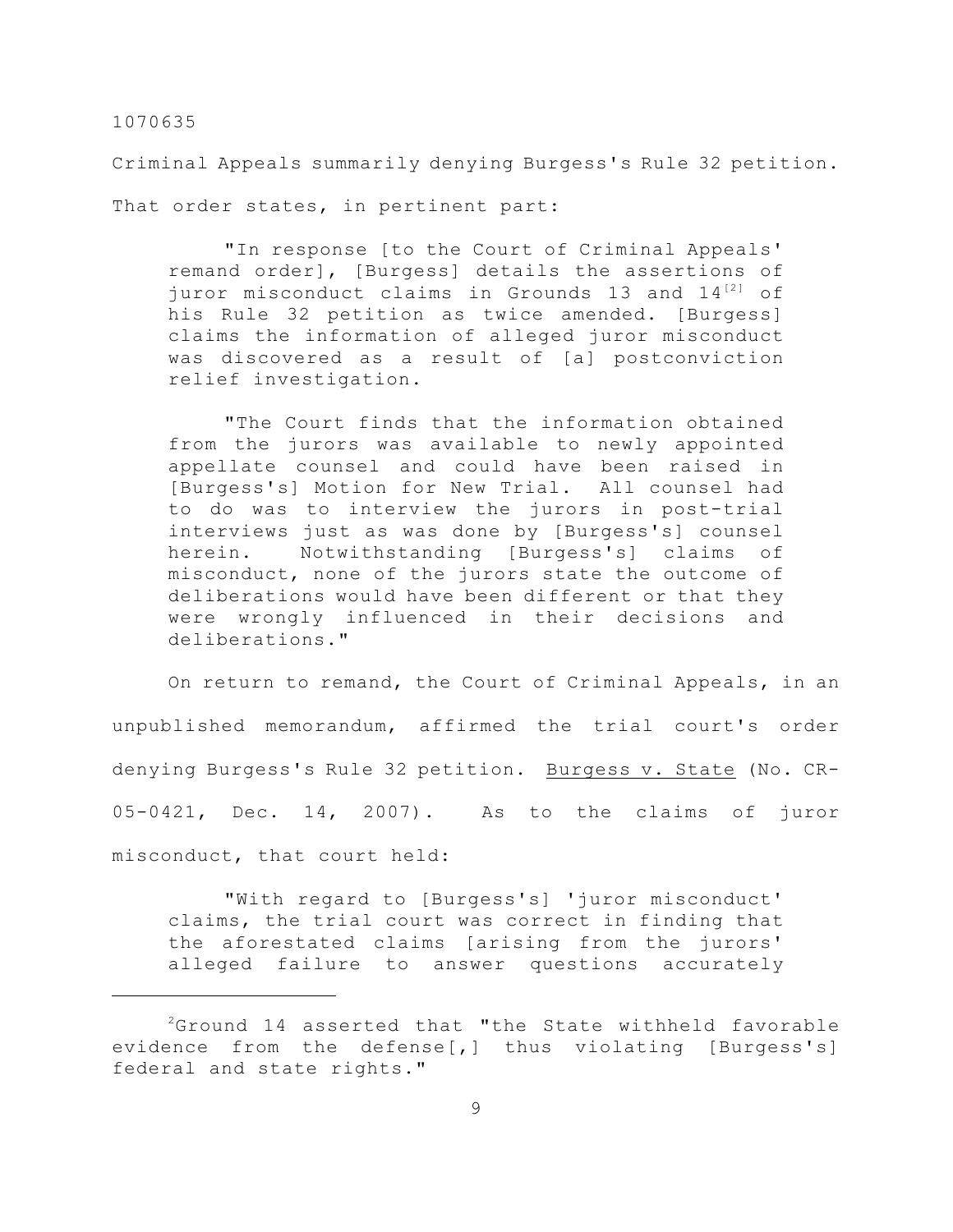Criminal Appeals summarily denying Burgess's Rule 32 petition. That order states, in pertinent part:

> "In response [to the Court of Criminal Appeals' remand order], [Burgess] details the assertions of juror misconduct claims in Grounds 13 and 14[2] of his Rule 32 petition as twice amended. [Burgess] claims the information of alleged juror misconduct was discovered as a result of [a] postconviction relief investigation.
>
> "The Court finds that the information obtained from the jurors was available to newly appointed appellate counsel and could have been raised in [Burgess's] Motion for New Trial. All counsel had to do was to interview the jurors in post-trial interviews just as was done by [Burgess's] counsel herein. Notwithstanding [Burgess's] claims of misconduct, none of the jurors state the outcome of deliberations would have been different or that they were wrongly influenced in their decisions and deliberations."

On return to remand, the Court of Criminal Appeals, in an unpublished memorandum, affirmed the trial court's order denying Burgess's Rule 32 petition. Burgess v. State (No. CR-05-0421, Dec. 14, 2007). As to the claims of juror misconduct, that court held:

> "With regard to [Burgess's] 'juror misconduct' claims, the trial court was correct in finding that the aforestated claims [arising from the jurors' alleged failure to answer questions accurately

---

[2]Ground 14 asserted that "the State withheld favorable evidence from the defense[,] thus violating [Burgess's] federal and state rights."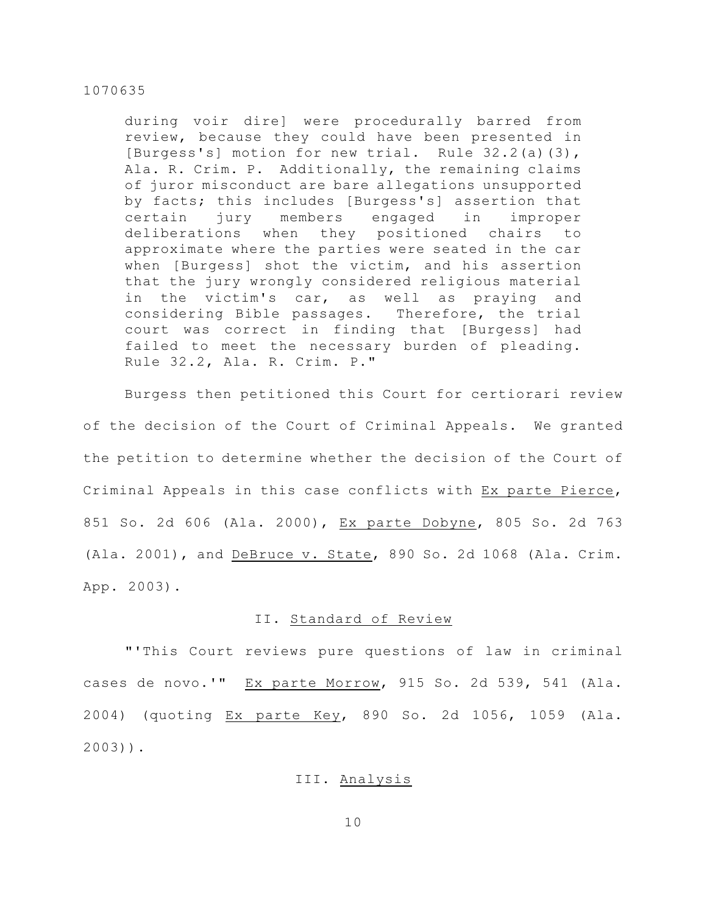> during voir dire] were procedurally barred from review, because they could have been presented in [Burgess's] motion for new trial. Rule 32.2(a)(3), Ala. R. Crim. P. Additionally, the remaining claims of juror misconduct are bare allegations unsupported by facts; this includes [Burgess's] assertion that certain jury members engaged in improper deliberations when they positioned chairs to approximate where the parties were seated in the car when [Burgess] shot the victim, and his assertion that the jury wrongly considered religious material in the victim's car, as well as praying and considering Bible passages. Therefore, the trial court was correct in finding that [Burgess] had failed to meet the necessary burden of pleading. Rule 32.2, Ala. R. Crim. P."

Burgess then petitioned this Court for certiorari review of the decision of the Court of Criminal Appeals. We granted the petition to determine whether the decision of the Court of Criminal Appeals in this case conflicts with Ex parte Pierce, 851 So. 2d 606 (Ala. 2000), Ex parte Dobyne, 805 So. 2d 763 (Ala. 2001), and DeBruce v. State, 890 So. 2d 1068 (Ala. Crim. App. 2003).

## II. Standard of Review

"'This Court reviews pure questions of law in criminal cases de novo.'" Ex parte Morrow, 915 So. 2d 539, 541 (Ala. 2004) (quoting Ex parte Key, 890 So. 2d 1056, 1059 (Ala. 2003)).

## III. Analysis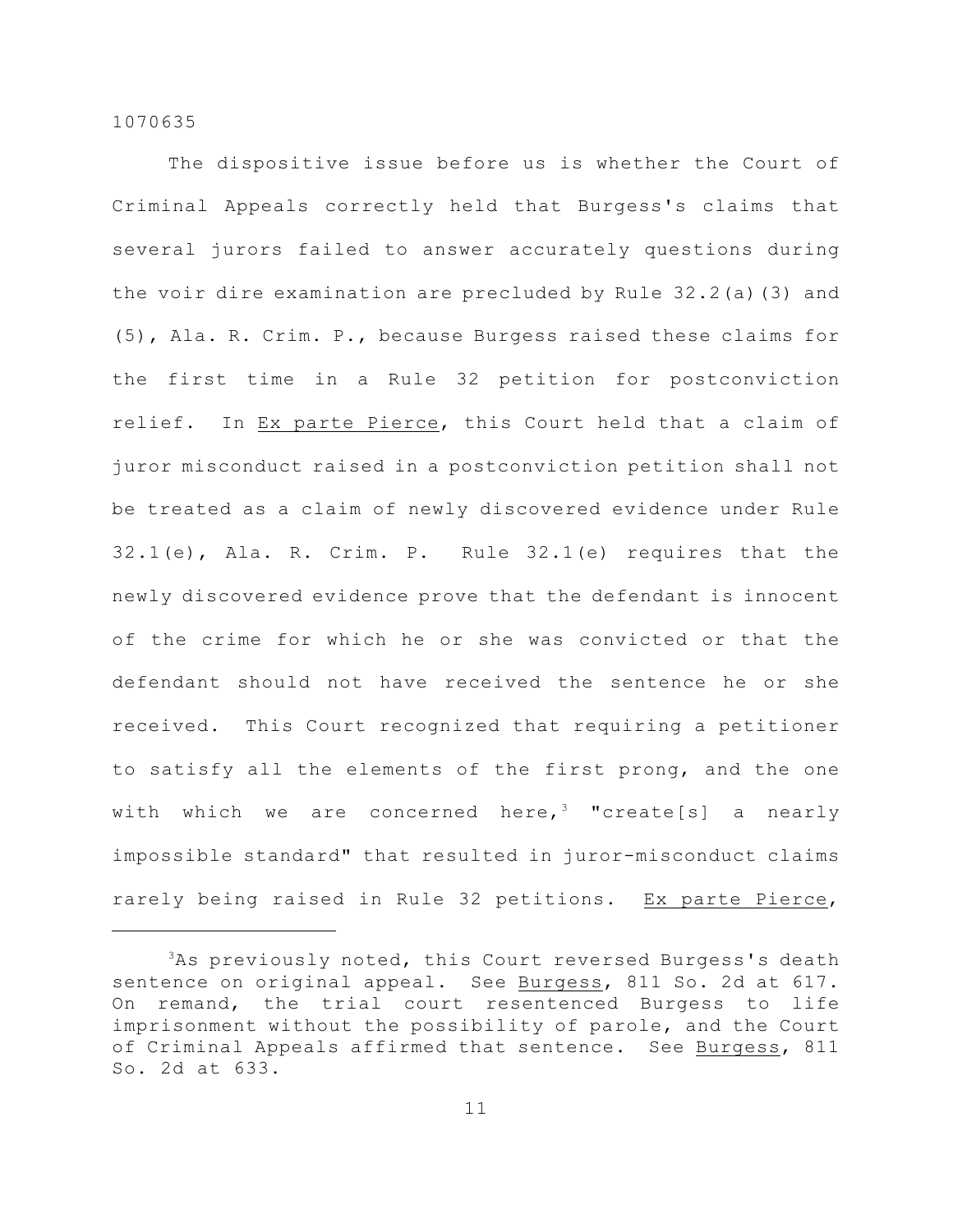The dispositive issue before us is whether the Court of Criminal Appeals correctly held that Burgess's claims that several jurors failed to answer accurately questions during the voir dire examination are precluded by Rule 32.2(a)(3) and (5), Ala. R. Crim. P., because Burgess raised these claims for the first time in a Rule 32 petition for postconviction relief. In Ex parte Pierce, this Court held that a claim of juror misconduct raised in a postconviction petition shall not be treated as a claim of newly discovered evidence under Rule 32.1(e), Ala. R. Crim. P. Rule 32.1(e) requires that the newly discovered evidence prove that the defendant is innocent of the crime for which he or she was convicted or that the defendant should not have received the sentence he or she received. This Court recognized that requiring a petitioner to satisfy all the elements of the first prong, and the one with which we are concerned here,[3] "create[s] a nearly impossible standard" that resulted in juror-misconduct claims rarely being raised in Rule 32 petitions. Ex parte Pierce,

---

[3]As previously noted, this Court reversed Burgess's death sentence on original appeal. See Burgess, 811 So. 2d at 617. On remand, the trial court resentenced Burgess to life imprisonment without the possibility of parole, and the Court of Criminal Appeals affirmed that sentence. See Burgess, 811 So. 2d at 633.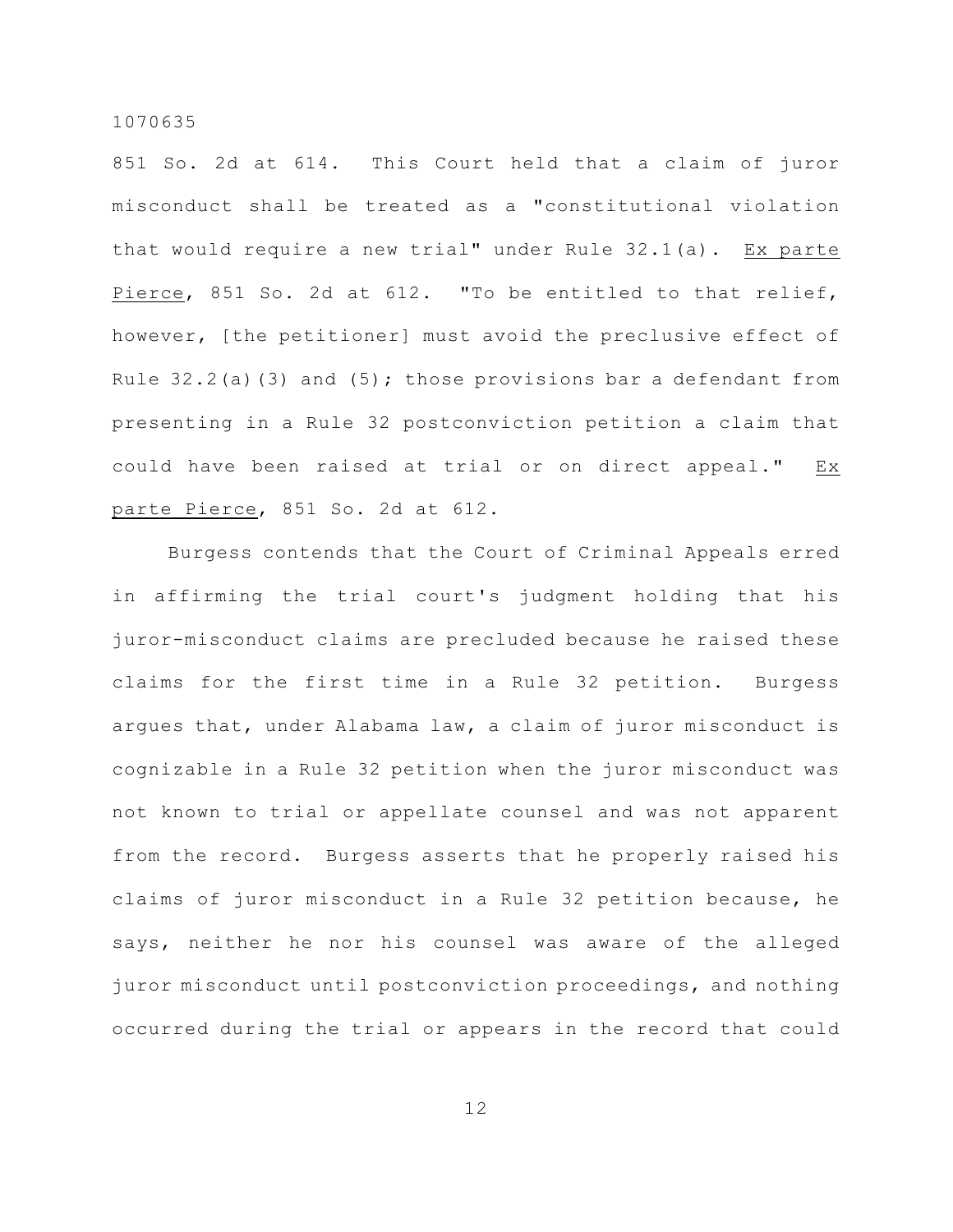851 So. 2d at 614. This Court held that a claim of juror misconduct shall be treated as a "constitutional violation that would require a new trial" under Rule 32.1(a). Ex parte Pierce, 851 So. 2d at 612. "To be entitled to that relief, however, [the petitioner] must avoid the preclusive effect of Rule 32.2(a)(3) and (5); those provisions bar a defendant from presenting in a Rule 32 postconviction petition a claim that could have been raised at trial or on direct appeal." Ex parte Pierce, 851 So. 2d at 612.

Burgess contends that the Court of Criminal Appeals erred in affirming the trial court's judgment holding that his juror-misconduct claims are precluded because he raised these claims for the first time in a Rule 32 petition. Burgess argues that, under Alabama law, a claim of juror misconduct is cognizable in a Rule 32 petition when the juror misconduct was not known to trial or appellate counsel and was not apparent from the record. Burgess asserts that he properly raised his claims of juror misconduct in a Rule 32 petition because, he says, neither he nor his counsel was aware of the alleged juror misconduct until postconviction proceedings, and nothing occurred during the trial or appears in the record that could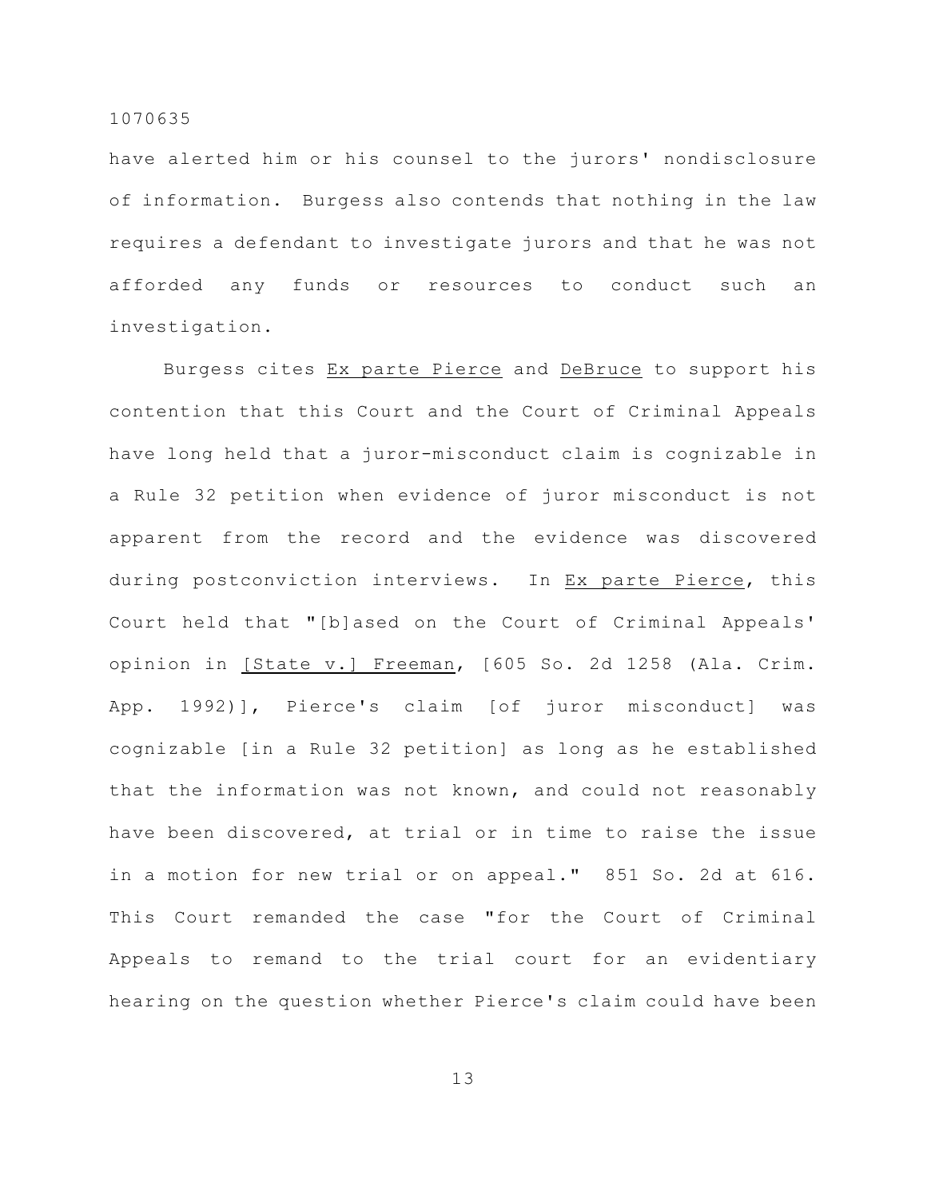have alerted him or his counsel to the jurors' nondisclosure of information. Burgess also contends that nothing in the law requires a defendant to investigate jurors and that he was not afforded any funds or resources to conduct such an investigation.

Burgess cites Ex parte Pierce and DeBruce to support his contention that this Court and the Court of Criminal Appeals have long held that a juror-misconduct claim is cognizable in a Rule 32 petition when evidence of juror misconduct is not apparent from the record and the evidence was discovered during postconviction interviews. In Ex parte Pierce, this Court held that "[b]ased on the Court of Criminal Appeals' opinion in [State v.] Freeman, [605 So. 2d 1258 (Ala. Crim. App. 1992)], Pierce's claim [of juror misconduct] was cognizable [in a Rule 32 petition] as long as he established that the information was not known, and could not reasonably have been discovered, at trial or in time to raise the issue in a motion for new trial or on appeal." 851 So. 2d at 616. This Court remanded the case "for the Court of Criminal Appeals to remand to the trial court for an evidentiary hearing on the question whether Pierce's claim could have been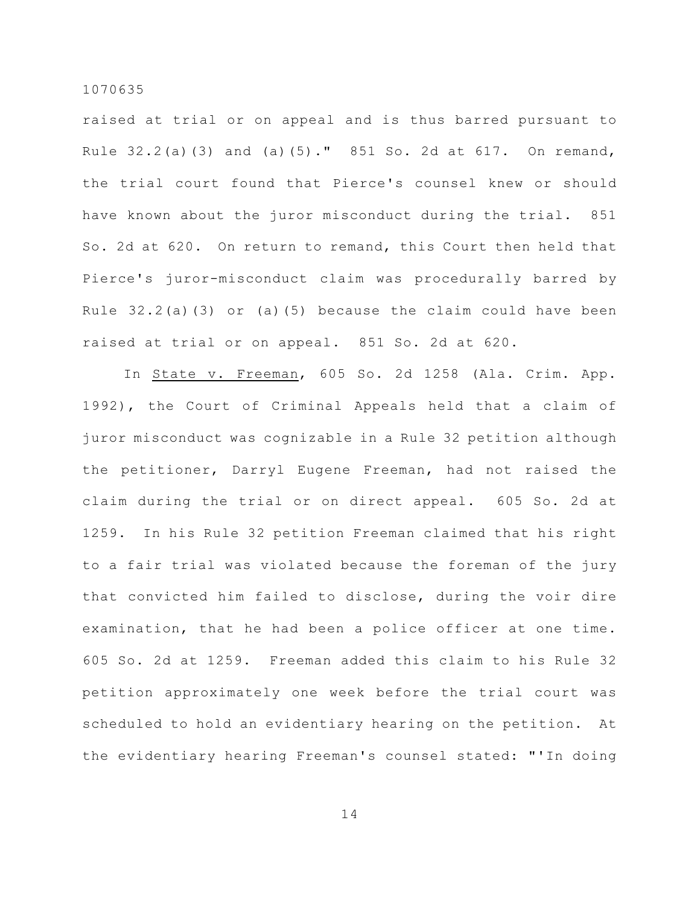raised at trial or on appeal and is thus barred pursuant to Rule 32.2(a)(3) and (a)(5)." 851 So. 2d at 617. On remand, the trial court found that Pierce's counsel knew or should have known about the juror misconduct during the trial. 851 So. 2d at 620. On return to remand, this Court then held that Pierce's juror-misconduct claim was procedurally barred by Rule 32.2(a)(3) or (a)(5) because the claim could have been raised at trial or on appeal. 851 So. 2d at 620.

In <u>State v. Freeman</u>, 605 So. 2d 1258 (Ala. Crim. App. 1992), the Court of Criminal Appeals held that a claim of juror misconduct was cognizable in a Rule 32 petition although the petitioner, Darryl Eugene Freeman, had not raised the claim during the trial or on direct appeal. 605 So. 2d at 1259. In his Rule 32 petition Freeman claimed that his right to a fair trial was violated because the foreman of the jury that convicted him failed to disclose, during the voir dire examination, that he had been a police officer at one time. 605 So. 2d at 1259. Freeman added this claim to his Rule 32 petition approximately one week before the trial court was scheduled to hold an evidentiary hearing on the petition. At the evidentiary hearing Freeman's counsel stated: "'In doing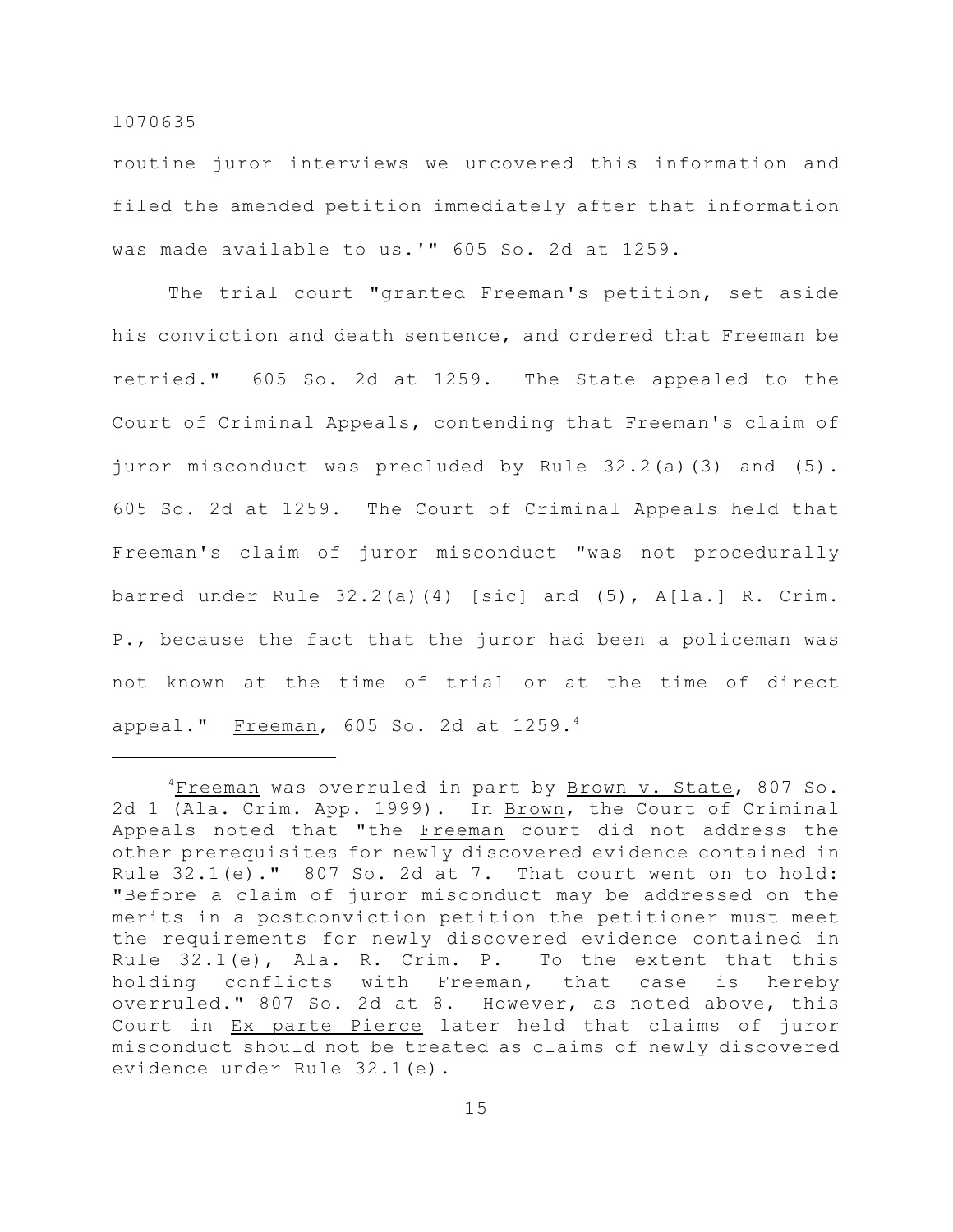routine juror interviews we uncovered this information and filed the amended petition immediately after that information was made available to us.'" 605 So. 2d at 1259.

The trial court "granted Freeman's petition, set aside his conviction and death sentence, and ordered that Freeman be retried." 605 So. 2d at 1259. The State appealed to the Court of Criminal Appeals, contending that Freeman's claim of juror misconduct was precluded by Rule 32.2(a)(3) and (5). 605 So. 2d at 1259. The Court of Criminal Appeals held that Freeman's claim of juror misconduct "was not procedurally barred under Rule 32.2(a)(4) [sic] and (5), A[la.] R. Crim. P., because the fact that the juror had been a policeman was not known at the time of trial or at the time of direct appeal." Freeman, 605 So. 2d at 1259.[4]

---

[4]Freeman was overruled in part by Brown v. State, 807 So. 2d 1 (Ala. Crim. App. 1999). In Brown, the Court of Criminal Appeals noted that "the Freeman court did not address the other prerequisites for newly discovered evidence contained in Rule 32.1(e)." 807 So. 2d at 7. That court went on to hold: "Before a claim of juror misconduct may be addressed on the merits in a postconviction petition the petitioner must meet the requirements for newly discovered evidence contained in Rule 32.1(e), Ala. R. Crim. P. To the extent that this holding conflicts with Freeman, that case is hereby overruled." 807 So. 2d at 8. However, as noted above, this Court in Ex parte Pierce later held that claims of juror misconduct should not be treated as claims of newly discovered evidence under Rule 32.1(e).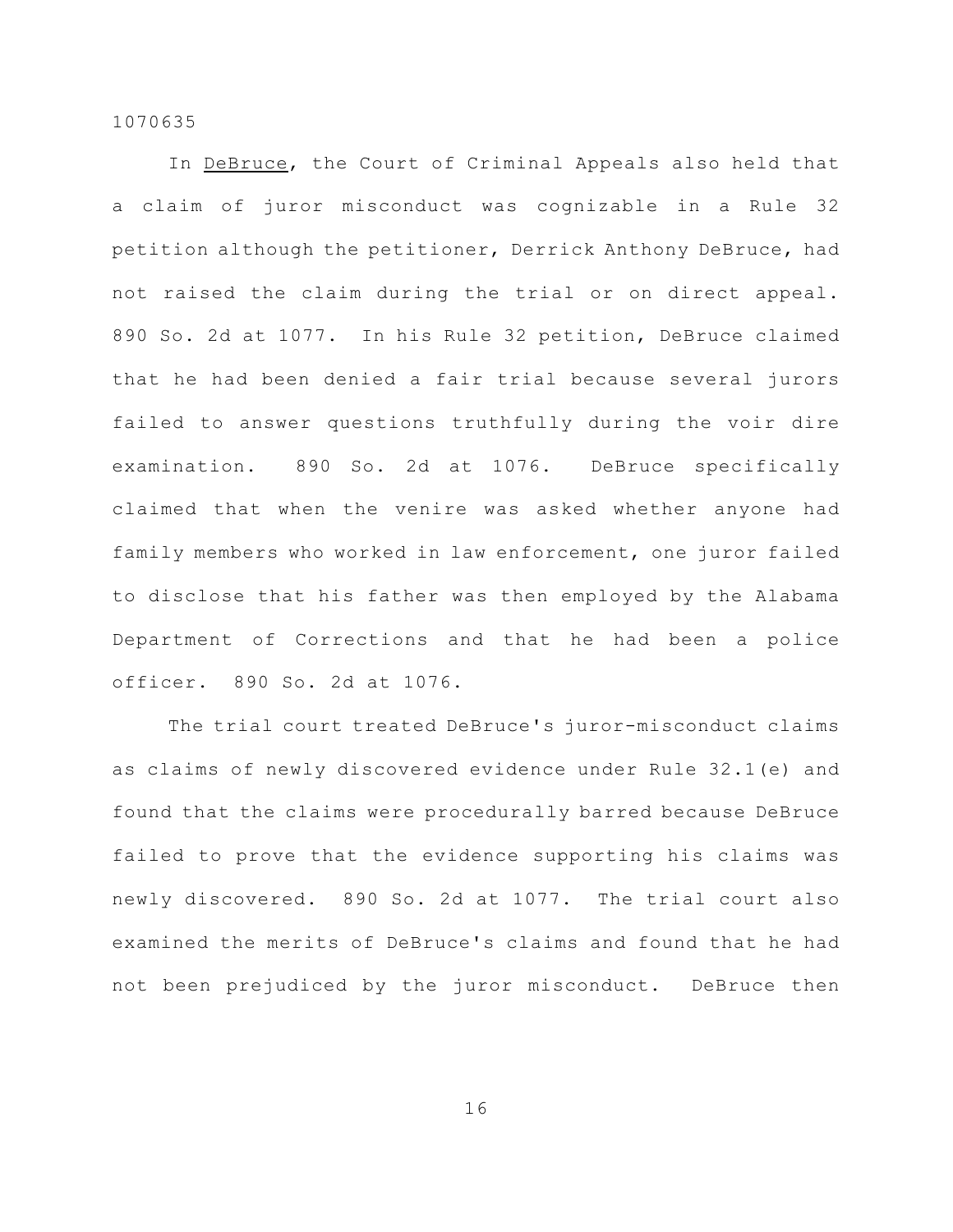In DeBruce, the Court of Criminal Appeals also held that a claim of juror misconduct was cognizable in a Rule 32 petition although the petitioner, Derrick Anthony DeBruce, had not raised the claim during the trial or on direct appeal. 890 So. 2d at 1077. In his Rule 32 petition, DeBruce claimed that he had been denied a fair trial because several jurors failed to answer questions truthfully during the voir dire examination. 890 So. 2d at 1076. DeBruce specifically claimed that when the venire was asked whether anyone had family members who worked in law enforcement, one juror failed to disclose that his father was then employed by the Alabama Department of Corrections and that he had been a police officer. 890 So. 2d at 1076.

The trial court treated DeBruce's juror-misconduct claims as claims of newly discovered evidence under Rule 32.1(e) and found that the claims were procedurally barred because DeBruce failed to prove that the evidence supporting his claims was newly discovered. 890 So. 2d at 1077. The trial court also examined the merits of DeBruce's claims and found that he had not been prejudiced by the juror misconduct. DeBruce then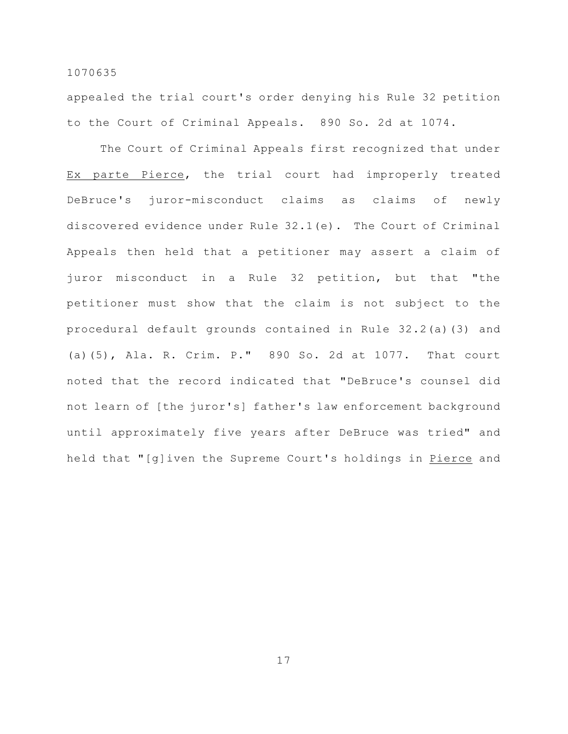appealed the trial court's order denying his Rule 32 petition to the Court of Criminal Appeals. 890 So. 2d at 1074.

The Court of Criminal Appeals first recognized that under Ex parte Pierce, the trial court had improperly treated DeBruce's juror-misconduct claims as claims of newly discovered evidence under Rule 32.1(e). The Court of Criminal Appeals then held that a petitioner may assert a claim of juror misconduct in a Rule 32 petition, but that "the petitioner must show that the claim is not subject to the procedural default grounds contained in Rule 32.2(a)(3) and (a)(5), Ala. R. Crim. P." 890 So. 2d at 1077. That court noted that the record indicated that "DeBruce's counsel did not learn of [the juror's] father's law enforcement background until approximately five years after DeBruce was tried" and held that "[g]iven the Supreme Court's holdings in Pierce and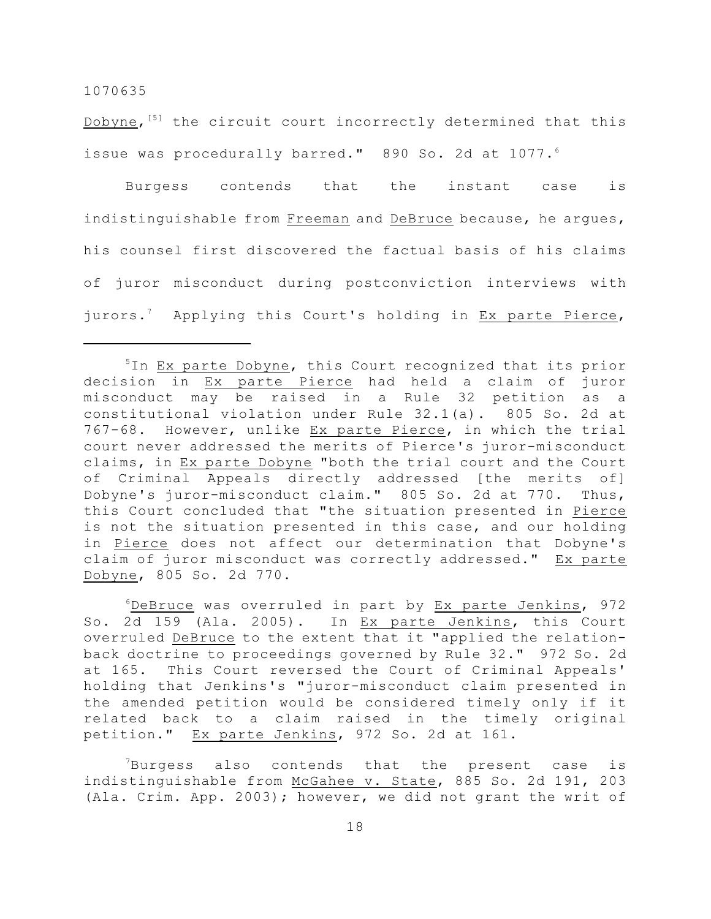Dobyne,[5] the circuit court incorrectly determined that this issue was procedurally barred." 890 So. 2d at 1077.[6]

Burgess contends that the instant case is indistinguishable from Freeman and DeBruce because, he argues, his counsel first discovered the factual basis of his claims of juror misconduct during postconviction interviews with jurors.[7] Applying this Court's holding in Ex parte Pierce,

---

[5]In Ex parte Dobyne, this Court recognized that its prior decision in Ex parte Pierce had held a claim of juror misconduct may be raised in a Rule 32 petition as a constitutional violation under Rule 32.1(a). 805 So. 2d at 767-68. However, unlike Ex parte Pierce, in which the trial court never addressed the merits of Pierce's juror-misconduct claims, in Ex parte Dobyne "both the trial court and the Court of Criminal Appeals directly addressed [the merits of] Dobyne's juror-misconduct claim." 805 So. 2d at 770. Thus, this Court concluded that "the situation presented in Pierce is not the situation presented in this case, and our holding in Pierce does not affect our determination that Dobyne's claim of juror misconduct was correctly addressed." Ex parte Dobyne, 805 So. 2d 770.

[6]DeBruce was overruled in part by Ex parte Jenkins, 972 So. 2d 159 (Ala. 2005). In Ex parte Jenkins, this Court overruled DeBruce to the extent that it "applied the relation-back doctrine to proceedings governed by Rule 32." 972 So. 2d at 165. This Court reversed the Court of Criminal Appeals' holding that Jenkins's "juror-misconduct claim presented in the amended petition would be considered timely only if it related back to a claim raised in the timely original petition." Ex parte Jenkins, 972 So. 2d at 161.

[7]Burgess also contends that the present case is indistinguishable from McGahee v. State, 885 So. 2d 191, 203 (Ala. Crim. App. 2003); however, we did not grant the writ of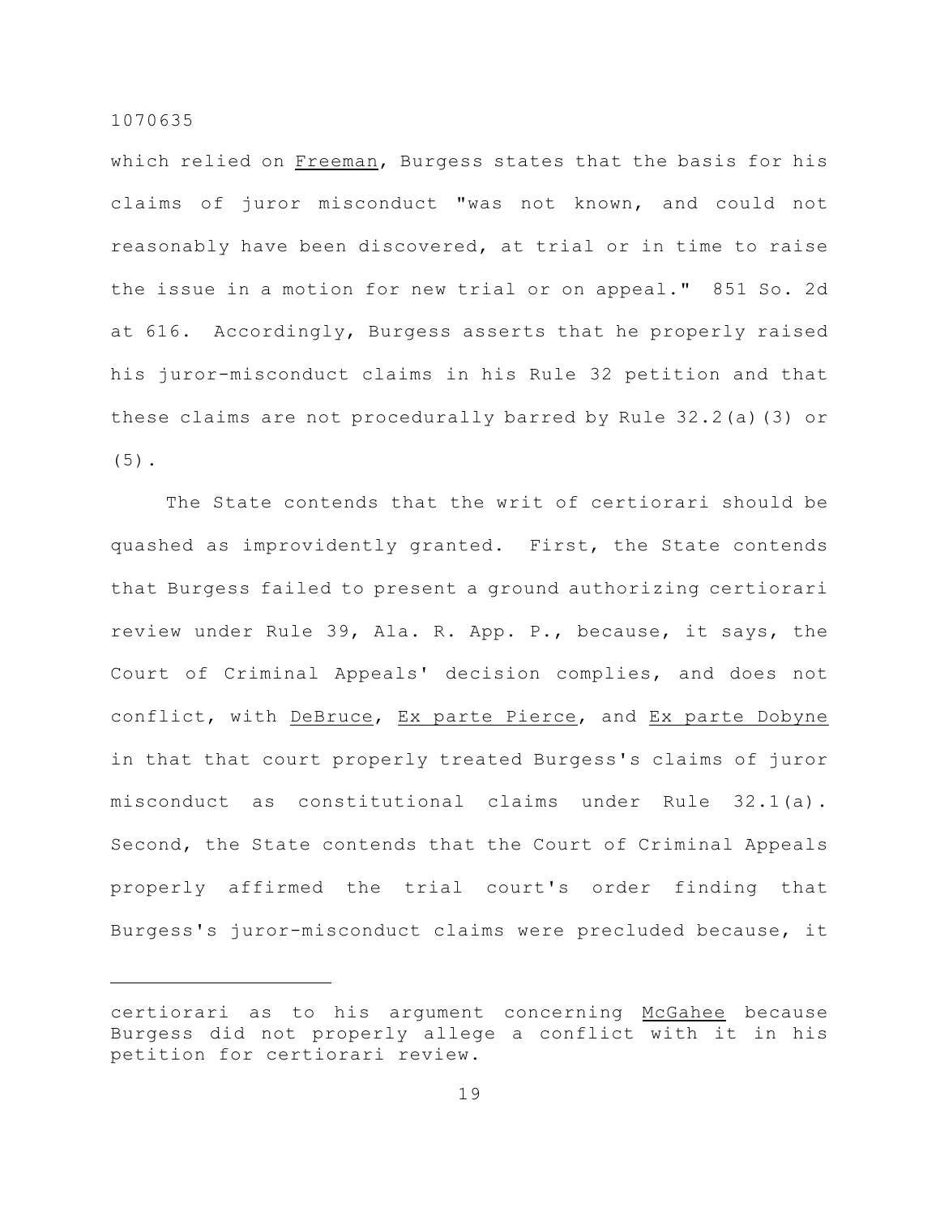which relied on Freeman, Burgess states that the basis for his claims of juror misconduct "was not known, and could not reasonably have been discovered, at trial or in time to raise the issue in a motion for new trial or on appeal." 851 So. 2d at 616. Accordingly, Burgess asserts that he properly raised his juror-misconduct claims in his Rule 32 petition and that these claims are not procedurally barred by Rule 32.2(a)(3) or (5).

The State contends that the writ of certiorari should be quashed as improvidently granted. First, the State contends that Burgess failed to present a ground authorizing certiorari review under Rule 39, Ala. R. App. P., because, it says, the Court of Criminal Appeals' decision complies, and does not conflict, with DeBruce, Ex parte Pierce, and Ex parte Dobyne in that that court properly treated Burgess's claims of juror misconduct as constitutional claims under Rule 32.1(a). Second, the State contends that the Court of Criminal Appeals properly affirmed the trial court's order finding that Burgess's juror-misconduct claims were precluded because, it

---

certiorari as to his argument concerning McGahee because Burgess did not properly allege a conflict with it in his petition for certiorari review.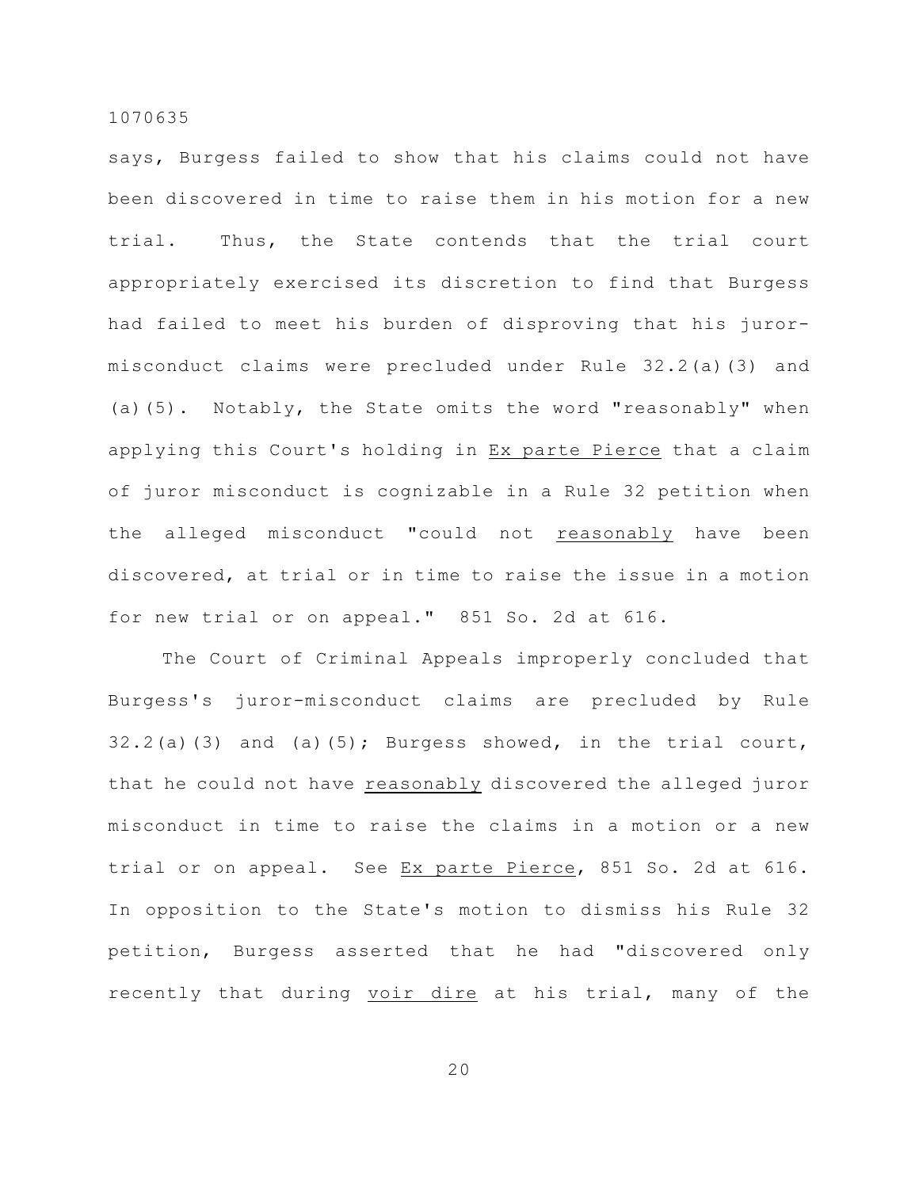says, Burgess failed to show that his claims could not have been discovered in time to raise them in his motion for a new trial. Thus, the State contends that the trial court appropriately exercised its discretion to find that Burgess had failed to meet his burden of disproving that his juror-misconduct claims were precluded under Rule 32.2(a)(3) and (a)(5). Notably, the State omits the word "reasonably" when applying this Court's holding in Ex parte Pierce that a claim of juror misconduct is cognizable in a Rule 32 petition when the alleged misconduct "could not reasonably have been discovered, at trial or in time to raise the issue in a motion for new trial or on appeal." 851 So. 2d at 616.

The Court of Criminal Appeals improperly concluded that Burgess's juror-misconduct claims are precluded by Rule 32.2(a)(3) and (a)(5); Burgess showed, in the trial court, that he could not have reasonably discovered the alleged juror misconduct in time to raise the claims in a motion or a new trial or on appeal. See Ex parte Pierce, 851 So. 2d at 616. In opposition to the State's motion to dismiss his Rule 32 petition, Burgess asserted that he had "discovered only recently that during voir dire at his trial, many of the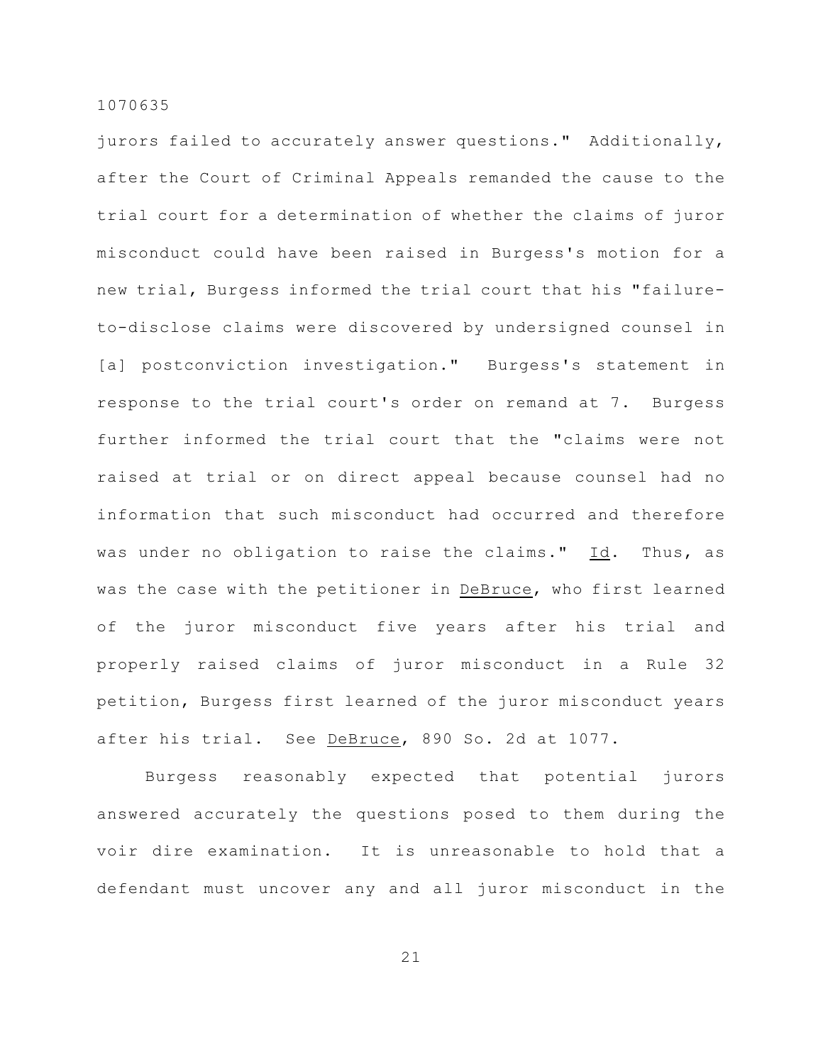jurors failed to accurately answer questions." Additionally, after the Court of Criminal Appeals remanded the cause to the trial court for a determination of whether the claims of juror misconduct could have been raised in Burgess's motion for a new trial, Burgess informed the trial court that his "failure-to-disclose claims were discovered by undersigned counsel in [a] postconviction investigation." Burgess's statement in response to the trial court's order on remand at 7. Burgess further informed the trial court that the "claims were not raised at trial or on direct appeal because counsel had no information that such misconduct had occurred and therefore was under no obligation to raise the claims." Id. Thus, as was the case with the petitioner in DeBruce, who first learned of the juror misconduct five years after his trial and properly raised claims of juror misconduct in a Rule 32 petition, Burgess first learned of the juror misconduct years after his trial. See DeBruce, 890 So. 2d at 1077.

Burgess reasonably expected that potential jurors answered accurately the questions posed to them during the voir dire examination. It is unreasonable to hold that a defendant must uncover any and all juror misconduct in the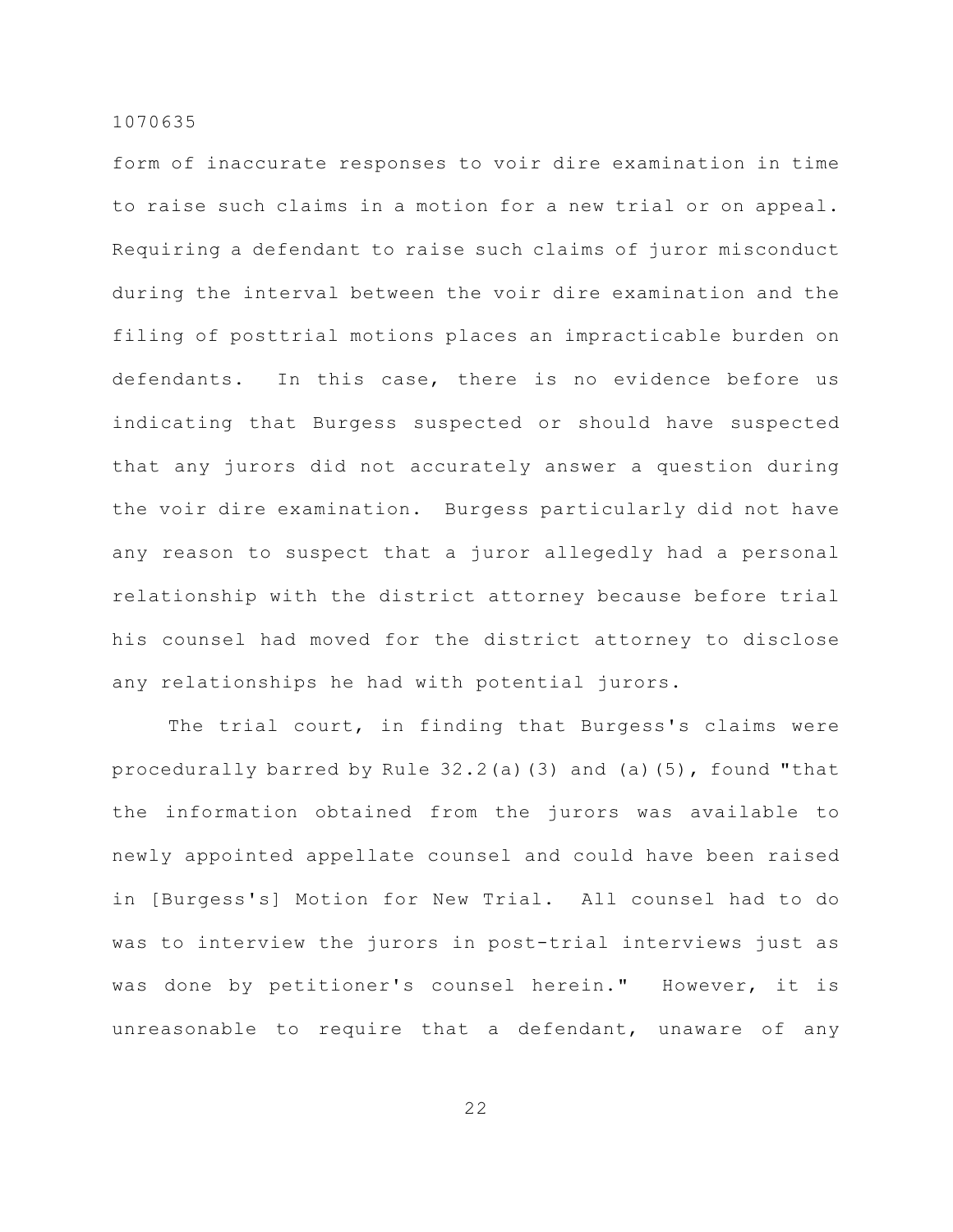form of inaccurate responses to voir dire examination in time to raise such claims in a motion for a new trial or on appeal. Requiring a defendant to raise such claims of juror misconduct during the interval between the voir dire examination and the filing of posttrial motions places an impracticable burden on defendants. In this case, there is no evidence before us indicating that Burgess suspected or should have suspected that any jurors did not accurately answer a question during the voir dire examination. Burgess particularly did not have any reason to suspect that a juror allegedly had a personal relationship with the district attorney because before trial his counsel had moved for the district attorney to disclose any relationships he had with potential jurors.

The trial court, in finding that Burgess's claims were procedurally barred by Rule 32.2(a)(3) and (a)(5), found "that the information obtained from the jurors was available to newly appointed appellate counsel and could have been raised in [Burgess's] Motion for New Trial. All counsel had to do was to interview the jurors in post-trial interviews just as was done by petitioner's counsel herein." However, it is unreasonable to require that a defendant, unaware of any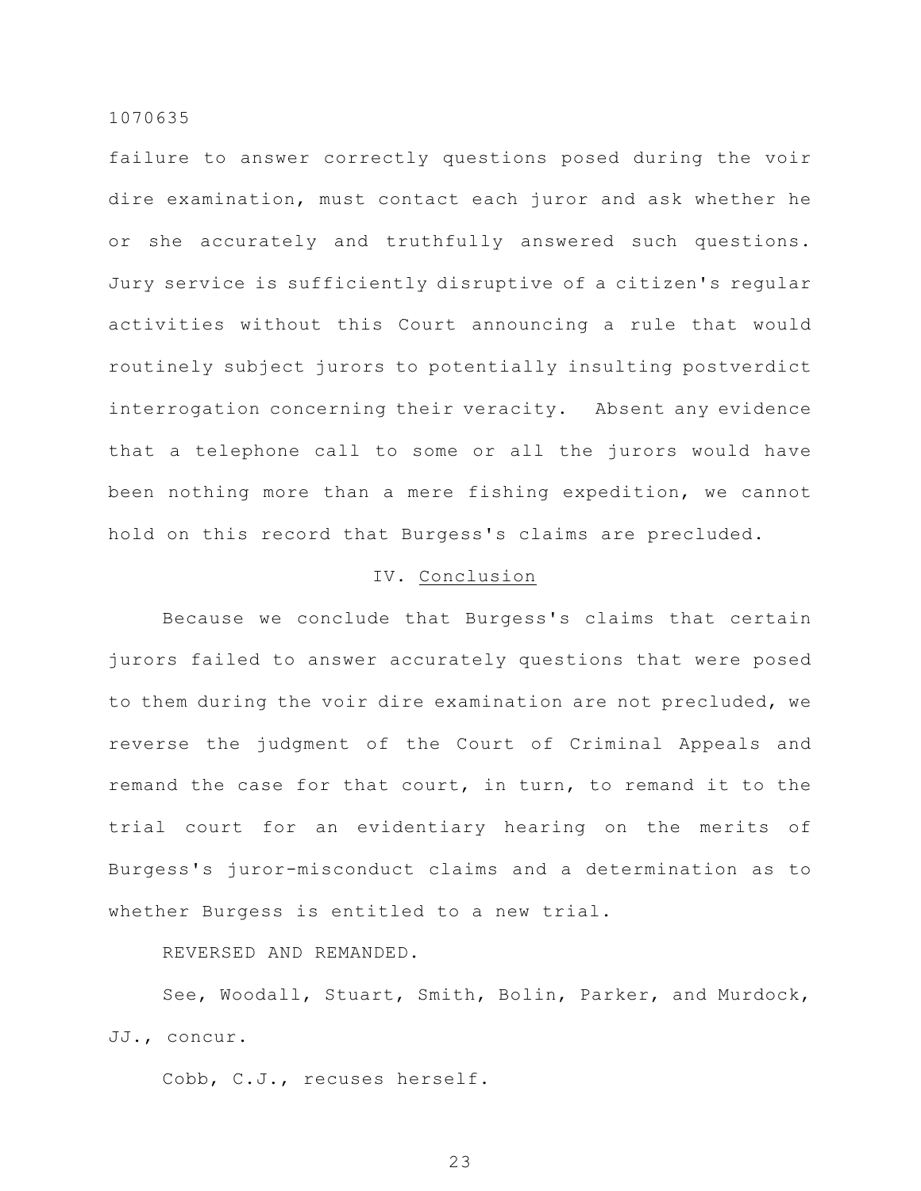failure to answer correctly questions posed during the voir dire examination, must contact each juror and ask whether he or she accurately and truthfully answered such questions. Jury service is sufficiently disruptive of a citizen's regular activities without this Court announcing a rule that would routinely subject jurors to potentially insulting postverdict interrogation concerning their veracity. Absent any evidence that a telephone call to some or all the jurors would have been nothing more than a mere fishing expedition, we cannot hold on this record that Burgess's claims are precluded.

## IV. Conclusion

Because we conclude that Burgess's claims that certain jurors failed to answer accurately questions that were posed to them during the voir dire examination are not precluded, we reverse the judgment of the Court of Criminal Appeals and remand the case for that court, in turn, to remand it to the trial court for an evidentiary hearing on the merits of Burgess's juror-misconduct claims and a determination as to whether Burgess is entitled to a new trial.

REVERSED AND REMANDED.

See, Woodall, Stuart, Smith, Bolin, Parker, and Murdock, JJ., concur.

Cobb, C.J., recuses herself.